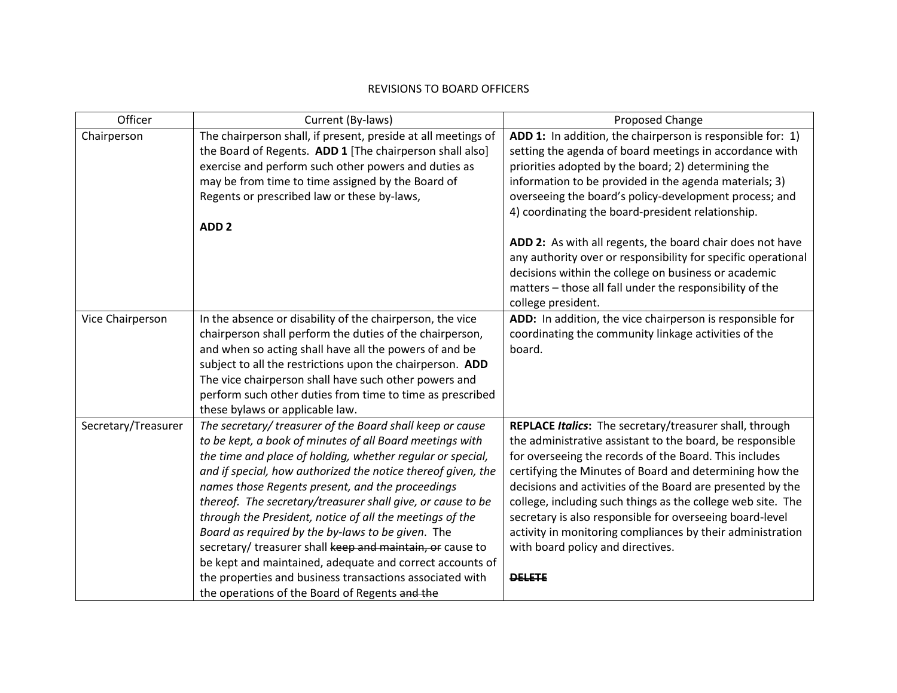# REVISIONS TO BOARD OFFICERS

| Officer | Current (By-laws) | Proposed Change |
|---|---|---|
| Chairperson | The chairperson shall, if present, preside at all meetings of the Board of Regents. **ADD 1** [The chairperson shall also] exercise and perform such other powers and duties as may be from time to time assigned by the Board of Regents or prescribed law or these by-laws,<br><br>**ADD 2** | **ADD 1:** In addition, the chairperson is responsible for: 1) setting the agenda of board meetings in accordance with priorities adopted by the board; 2) determining the information to be provided in the agenda materials; 3) overseeing the board's policy-development process; and 4) coordinating the board-president relationship.<br><br>**ADD 2:** As with all regents, the board chair does not have any authority over or responsibility for specific operational decisions within the college on business or academic matters – those all fall under the responsibility of the college president. |
| Vice Chairperson | In the absence or disability of the chairperson, the vice chairperson shall perform the duties of the chairperson, and when so acting shall have all the powers of and be subject to all the restrictions upon the chairperson. **ADD** The vice chairperson shall have such other powers and perform such other duties from time to time as prescribed these bylaws or applicable law. | **ADD:** In addition, the vice chairperson is responsible for coordinating the community linkage activities of the board. |
| Secretary/Treasurer | *The secretary/ treasurer of the Board shall keep or cause to be kept, a book of minutes of all Board meetings with the time and place of holding, whether regular or special, and if special, how authorized the notice thereof given, the names those Regents present, and the proceedings thereof. The secretary/treasurer shall give, or cause to be through the President, notice of all the meetings of the Board as required by the by-laws to be given*. The secretary/ treasurer shall ~~keep and maintain, or~~ cause to be kept and maintained, adequate and correct accounts of the properties and business transactions associated with the operations of the Board of Regents ~~and the~~ | **REPLACE *Italics*:** The secretary/treasurer shall, through the administrative assistant to the board, be responsible for overseeing the records of the Board. This includes certifying the Minutes of Board and determining how the decisions and activities of the Board are presented by the college, including such things as the college web site. The secretary is also responsible for overseeing board-level activity in monitoring compliances by their administration with board policy and directives.<br><br>~~**DELETE**~~ |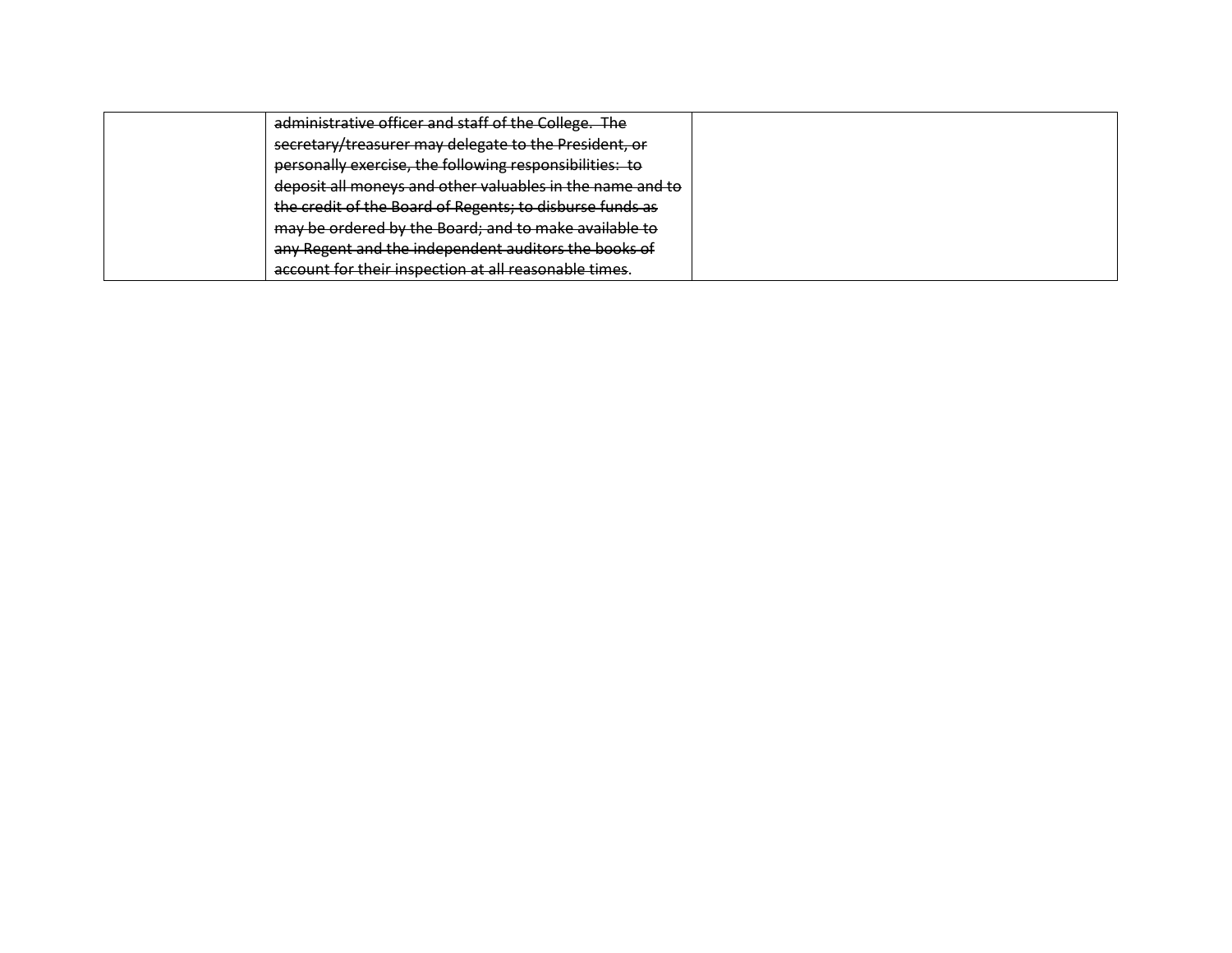| | | |
|---|---|---|
| | ~~administrative officer and staff of the College. The secretary/treasurer may delegate to the President, or personally exercise, the following responsibilities: to deposit all moneys and other valuables in the name and to the credit of the Board of Regents; to disburse funds as may be ordered by the Board; and to make available to any Regent and the independent auditors the books of account for their inspection at all reasonable times~~. | |